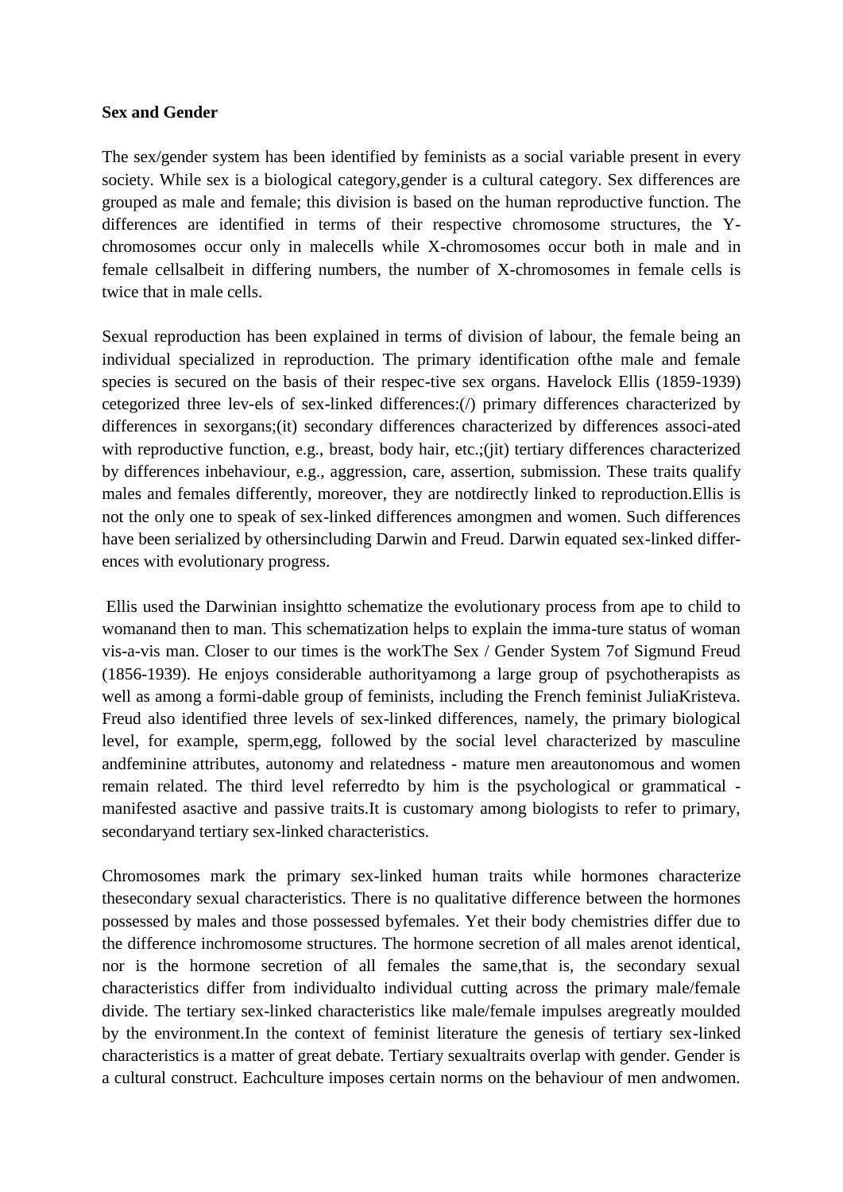**Sex and Gender**

The sex/gender system has been identified by feminists as a social variable present in every society. While sex is a biological category,gender is a cultural category. Sex differences are grouped as male and female; this division is based on the human reproductive function. The differences are identified in terms of their respective chromosome structures, the Y-chromosomes occur only in malecells while X-chromosomes occur both in male and in female cellsalbeit in differing numbers, the number of X-chromosomes in female cells is twice that in male cells.

Sexual reproduction has been explained in terms of division of labour, the female being an individual specialized in reproduction. The primary identification ofthe male and female species is secured on the basis of their respec-tive sex organs. Havelock Ellis (1859-1939) cetegorized three lev-els of sex-linked differences:(/) primary differences characterized by differences in sexorgans;(it) secondary differences characterized by differences associ-ated with reproductive function, e.g., breast, body hair, etc.;(jit) tertiary differences characterized by differences inbehaviour, e.g., aggression, care, assertion, submission. These traits qualify males and females differently, moreover, they are notdirectly linked to reproduction.Ellis is not the only one to speak of sex-linked differences amongmen and women. Such differences have been serialized by othersincluding Darwin and Freud. Darwin equated sex-linked differ-ences with evolutionary progress.

Ellis used the Darwinian insightto schematize the evolutionary process from ape to child to womanand then to man. This schematization helps to explain the imma-ture status of woman vis-a-vis man. Closer to our times is the workThe Sex / Gender System 7of Sigmund Freud (1856-1939). He enjoys considerable authorityamong a large group of psychotherapists as well as among a formi-dable group of feminists, including the French feminist JuliaKristeva. Freud also identified three levels of sex-linked differences, namely, the primary biological level, for example, sperm,egg, followed by the social level characterized by masculine andfeminine attributes, autonomy and relatedness - mature men areautonomous and women remain related. The third level referredto by him is the psychological or grammatical - manifested asactive and passive traits.It is customary among biologists to refer to primary, secondaryand tertiary sex-linked characteristics.

Chromosomes mark the primary sex-linked human traits while hormones characterize thesecondary sexual characteristics. There is no qualitative difference between the hormones possessed by males and those possessed byfemales. Yet their body chemistries differ due to the difference inchromosome structures. The hormone secretion of all males arenot identical, nor is the hormone secretion of all females the same,that is, the secondary sexual characteristics differ from individualto individual cutting across the primary male/female divide. The tertiary sex-linked characteristics like male/female impulses aregreatly moulded by the environment.In the context of feminist literature the genesis of tertiary sex-linked characteristics is a matter of great debate. Tertiary sexualtraits overlap with gender. Gender is a cultural construct. Eachculture imposes certain norms on the behaviour of men andwomen.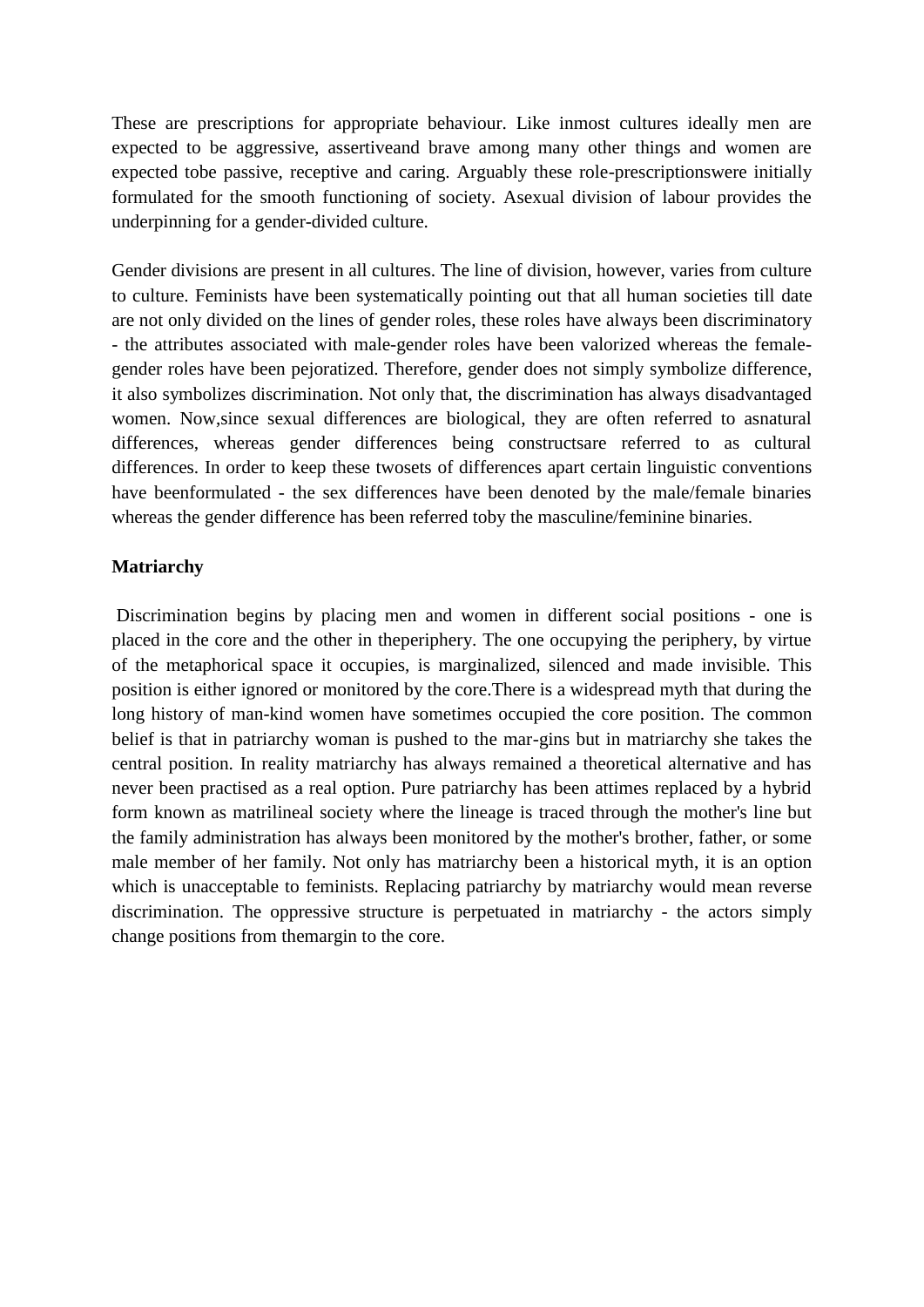These are prescriptions for appropriate behaviour. Like inmost cultures ideally men are expected to be aggressive, assertiveand brave among many other things and women are expected tobe passive, receptive and caring. Arguably these role-prescriptionswere initially formulated for the smooth functioning of society. Asexual division of labour provides the underpinning for a gender-divided culture.

Gender divisions are present in all cultures. The line of division, however, varies from culture to culture. Feminists have been systematically pointing out that all human societies till date are not only divided on the lines of gender roles, these roles have always been discriminatory - the attributes associated with male-gender roles have been valorized whereas the female-gender roles have been pejoratized. Therefore, gender does not simply symbolize difference, it also symbolizes discrimination. Not only that, the discrimination has always disadvantaged women. Now,since sexual differences are biological, they are often referred to asnatural differences, whereas gender differences being constructsare referred to as cultural differences. In order to keep these twosets of differences apart certain linguistic conventions have beenformulated - the sex differences have been denoted by the male/female binaries whereas the gender difference has been referred toby the masculine/feminine binaries.

**Matriarchy**

Discrimination begins by placing men and women in different social positions - one is placed in the core and the other in theperiphery. The one occupying the periphery, by virtue of the metaphorical space it occupies, is marginalized, silenced and made invisible. This position is either ignored or monitored by the core.There is a widespread myth that during the long history of man-kind women have sometimes occupied the core position. The common belief is that in patriarchy woman is pushed to the mar-gins but in matriarchy she takes the central position. In reality matriarchy has always remained a theoretical alternative and has never been practised as a real option. Pure patriarchy has been attimes replaced by a hybrid form known as matrilineal society where the lineage is traced through the mother's line but the family administration has always been monitored by the mother's brother, father, or some male member of her family. Not only has matriarchy been a historical myth, it is an option which is unacceptable to feminists. Replacing patriarchy by matriarchy would mean reverse discrimination. The oppressive structure is perpetuated in matriarchy - the actors simply change positions from themargin to the core.